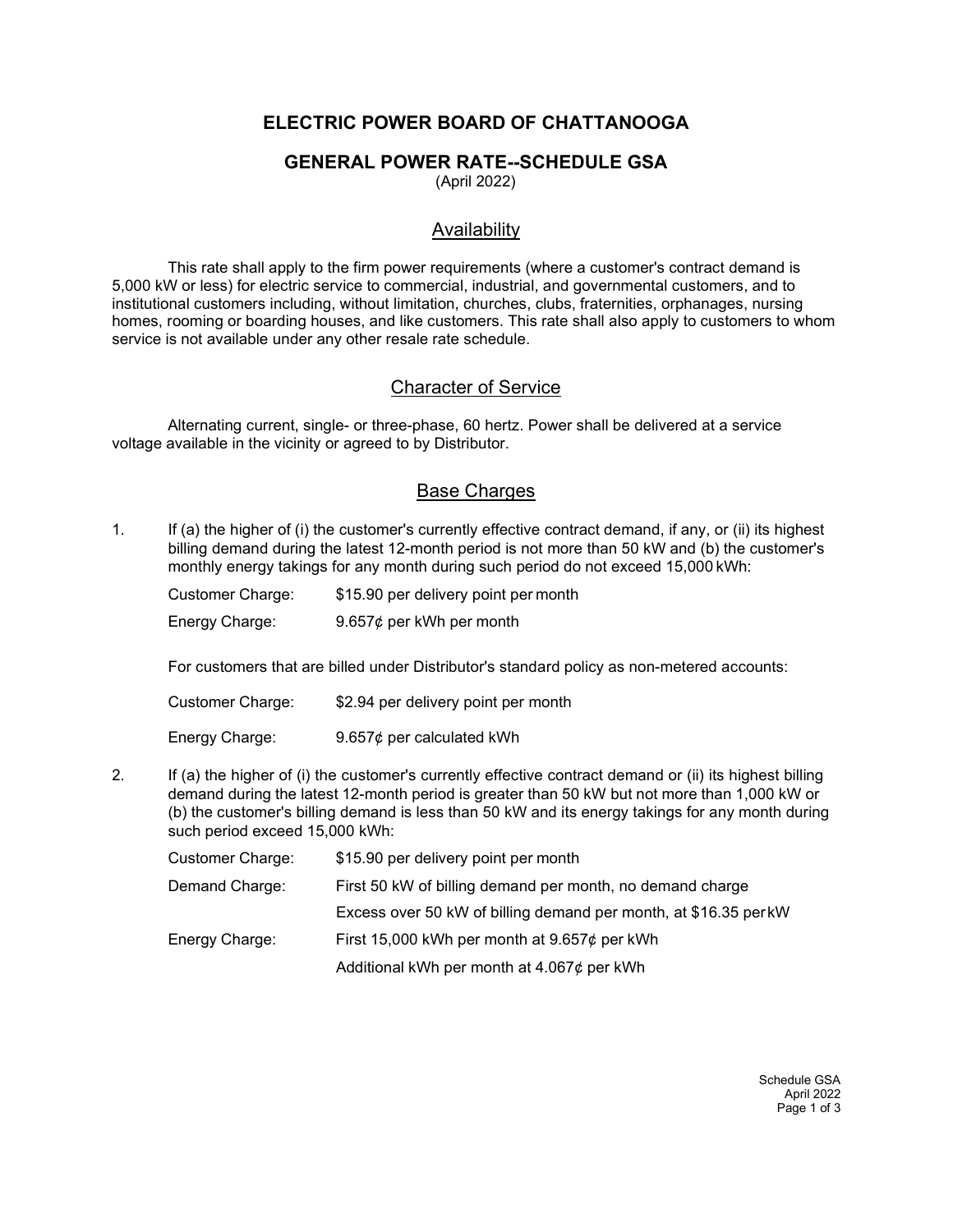# ELECTRIC POWER BOARD OF CHATTANOOGA

## GENERAL POWER RATE--SCHEDULE GSA

(April 2022)

### Availability

This rate shall apply to the firm power requirements (where a customer's contract demand is 5,000 kW or less) for electric service to commercial, industrial, and governmental customers, and to institutional customers including, without limitation, churches, clubs, fraternities, orphanages, nursing homes, rooming or boarding houses, and like customers. This rate shall also apply to customers to whom service is not available under any other resale rate schedule.

### Character of Service

Alternating current, single- or three-phase, 60 hertz. Power shall be delivered at a service voltage available in the vicinity or agreed to by Distributor.

### Base Charges

1. If (a) the higher of (i) the customer's currently effective contract demand, if any, or (ii) its highest billing demand during the latest 12-month period is not more than 50 kW and (b) the customer's monthly energy takings for any month during such period do not exceed 15,000 kWh:

   Customer Charge: $15.90 per delivery point per month

   Energy Charge: 9.657¢ per kWh per month

   For customers that are billed under Distributor's standard policy as non-metered accounts:

   Customer Charge: $2.94 per delivery point per month

   Energy Charge: 9.657¢ per calculated kWh

2. If (a) the higher of (i) the customer's currently effective contract demand or (ii) its highest billing demand during the latest 12-month period is greater than 50 kW but not more than 1,000 kW or (b) the customer's billing demand is less than 50 kW and its energy takings for any month during such period exceed 15,000 kWh:

   Customer Charge: $15.90 per delivery point per month

   Demand Charge: First 50 kW of billing demand per month, no demand charge

   Excess over 50 kW of billing demand per month, at $16.35 per kW

   Energy Charge: First 15,000 kWh per month at 9.657¢ per kWh

   Additional kWh per month at 4.067¢ per kWh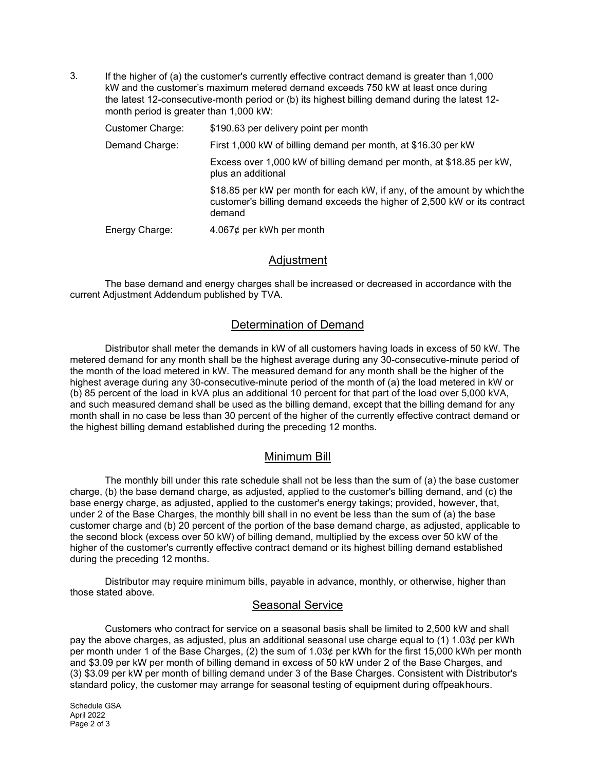3. If the higher of (a) the customer's currently effective contract demand is greater than 1,000 kW and the customer's maximum metered demand exceeds 750 kW at least once during the latest 12-consecutive-month period or (b) its highest billing demand during the latest 12-month period is greater than 1,000 kW:

| | |
|---|---|
| Customer Charge: | \$190.63 per delivery point per month |
| Demand Charge: | First 1,000 kW of billing demand per month, at \$16.30 per kW |
| | Excess over 1,000 kW of billing demand per month, at \$18.85 per kW, plus an additional |
| | \$18.85 per kW per month for each kW, if any, of the amount by which the customer's billing demand exceeds the higher of 2,500 kW or its contract demand |
| Energy Charge: | 4.067¢ per kWh per month |

## Adjustment

The base demand and energy charges shall be increased or decreased in accordance with the current Adjustment Addendum published by TVA.

## Determination of Demand

Distributor shall meter the demands in kW of all customers having loads in excess of 50 kW. The metered demand for any month shall be the highest average during any 30-consecutive-minute period of the month of the load metered in kW. The measured demand for any month shall be the higher of the highest average during any 30-consecutive-minute period of the month of (a) the load metered in kW or (b) 85 percent of the load in kVA plus an additional 10 percent for that part of the load over 5,000 kVA, and such measured demand shall be used as the billing demand, except that the billing demand for any month shall in no case be less than 30 percent of the higher of the currently effective contract demand or the highest billing demand established during the preceding 12 months.

## Minimum Bill

The monthly bill under this rate schedule shall not be less than the sum of (a) the base customer charge, (b) the base demand charge, as adjusted, applied to the customer's billing demand, and (c) the base energy charge, as adjusted, applied to the customer's energy takings; provided, however, that, under 2 of the Base Charges, the monthly bill shall in no event be less than the sum of (a) the base customer charge and (b) 20 percent of the portion of the base demand charge, as adjusted, applicable to the second block (excess over 50 kW) of billing demand, multiplied by the excess over 50 kW of the higher of the customer's currently effective contract demand or its highest billing demand established during the preceding 12 months.

Distributor may require minimum bills, payable in advance, monthly, or otherwise, higher than those stated above.

## Seasonal Service

Customers who contract for service on a seasonal basis shall be limited to 2,500 kW and shall pay the above charges, as adjusted, plus an additional seasonal use charge equal to (1) 1.03¢ per kWh per month under 1 of the Base Charges, (2) the sum of 1.03¢ per kWh for the first 15,000 kWh per month and \$3.09 per kW per month of billing demand in excess of 50 kW under 2 of the Base Charges, and (3) \$3.09 per kW per month of billing demand under 3 of the Base Charges. Consistent with Distributor's standard policy, the customer may arrange for seasonal testing of equipment during offpeak hours.

Schedule GSA
April 2022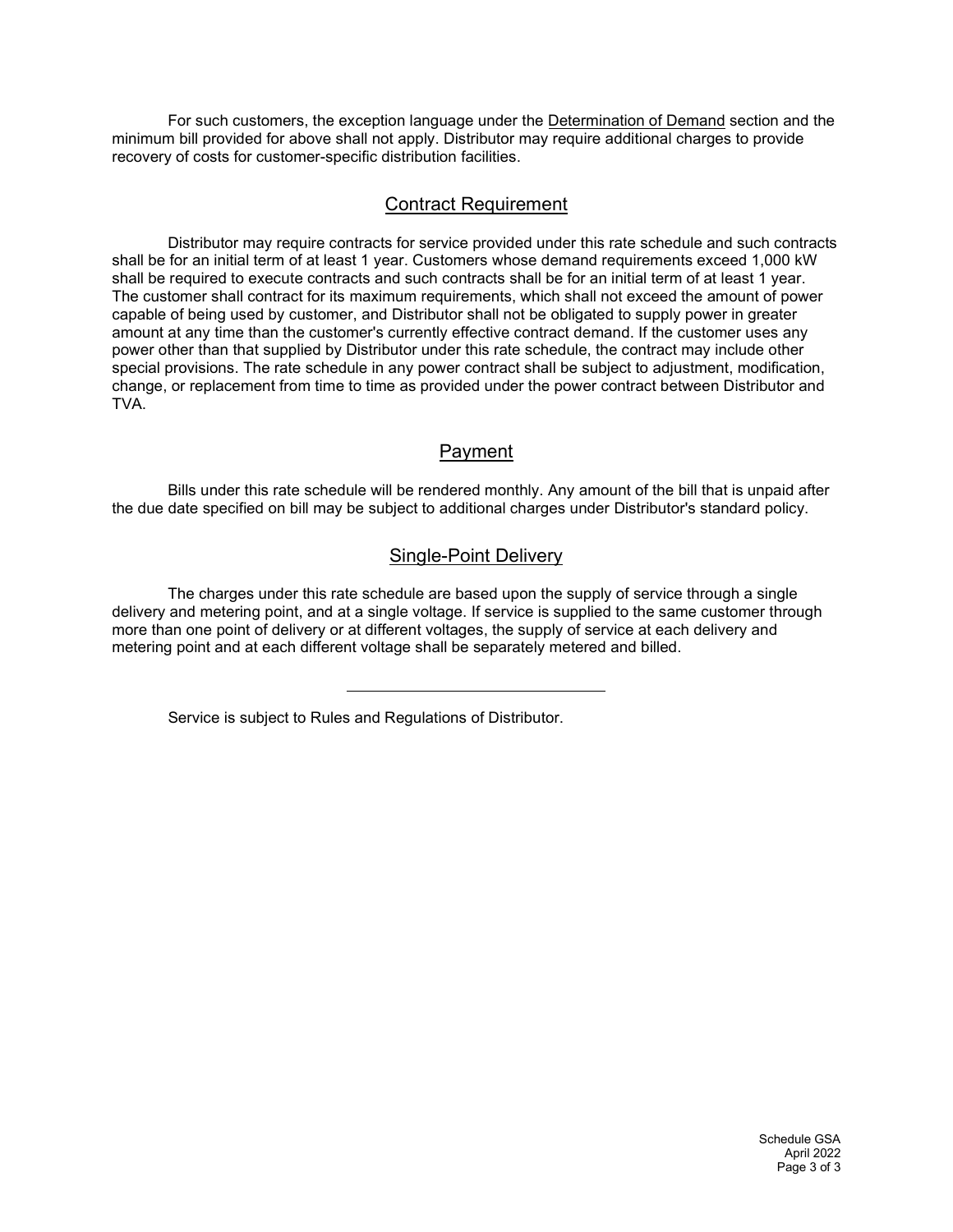For such customers, the exception language under the Determination of Demand section and the minimum bill provided for above shall not apply. Distributor may require additional charges to provide recovery of costs for customer-specific distribution facilities.

## Contract Requirement

Distributor may require contracts for service provided under this rate schedule and such contracts shall be for an initial term of at least 1 year. Customers whose demand requirements exceed 1,000 kW shall be required to execute contracts and such contracts shall be for an initial term of at least 1 year. The customer shall contract for its maximum requirements, which shall not exceed the amount of power capable of being used by customer, and Distributor shall not be obligated to supply power in greater amount at any time than the customer's currently effective contract demand. If the customer uses any power other than that supplied by Distributor under this rate schedule, the contract may include other special provisions. The rate schedule in any power contract shall be subject to adjustment, modification, change, or replacement from time to time as provided under the power contract between Distributor and TVA.

## Payment

Bills under this rate schedule will be rendered monthly. Any amount of the bill that is unpaid after the due date specified on bill may be subject to additional charges under Distributor's standard policy.

## Single-Point Delivery

The charges under this rate schedule are based upon the supply of service through a single delivery and metering point, and at a single voltage. If service is supplied to the same customer through more than one point of delivery or at different voltages, the supply of service at each delivery and metering point and at each different voltage shall be separately metered and billed.

---

Service is subject to Rules and Regulations of Distributor.